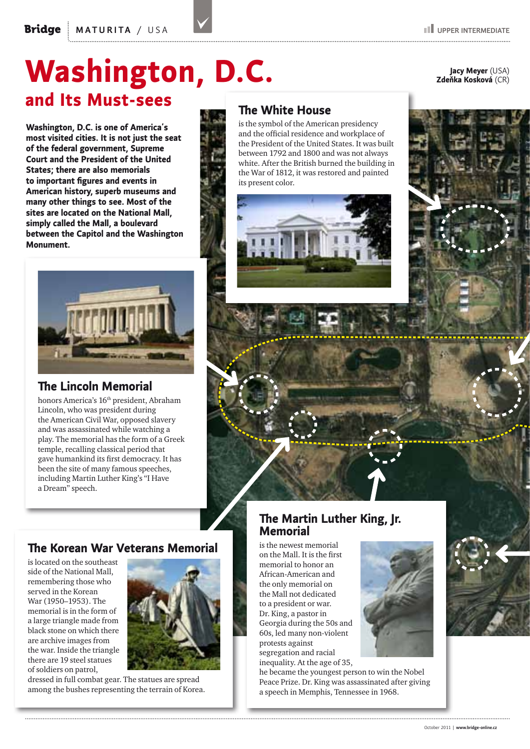# Washington, D.C.

## and Its Must-sees

Jacy Meyer (USA)
Zdeňka Kosková (CR)

**Washington, D.C. is one of America's most visited cities. It is not just the seat of the federal government, Supreme Court and the President of the United States; there are also memorials to important figures and events in American history, superb museums and many other things to see. Most of the sites are located on the National Mall, simply called the Mall, a boulevard between the Capitol and the Washington Monument.**

### The White House

is the symbol of the American presidency and the official residence and workplace of the President of the United States. It was built between 1792 and 1800 and was not always white. After the British burned the building in the War of 1812, it was restored and painted its present color.

### The Lincoln Memorial

honors America's 16th president, Abraham Lincoln, who was president during the American Civil War, opposed slavery and was assassinated while watching a play. The memorial has the form of a Greek temple, recalling classical period that gave humankind its first democracy. It has been the site of many famous speeches, including Martin Luther King's "I Have a Dream" speech.

### The Korean War Veterans Memorial

is located on the southeast side of the National Mall, remembering those who served in the Korean War (1950–1953). The memorial is in the form of a large triangle made from black stone on which there are archive images from the war. Inside the triangle there are 19 steel statues of soldiers on patrol, dressed in full combat gear. The statues are spread among the bushes representing the terrain of Korea.

### The Martin Luther King, Jr. Memorial

is the newest memorial on the Mall. It is the first memorial to honor an African-American and the only memorial on the Mall not dedicated to a president or war. Dr. King, a pastor in Georgia during the 50s and 60s, led many non-violent protests against segregation and racial inequality. At the age of 35, he became the youngest person to win the Nobel Peace Prize. Dr. King was assassinated after giving a speech in Memphis, Tennessee in 1968.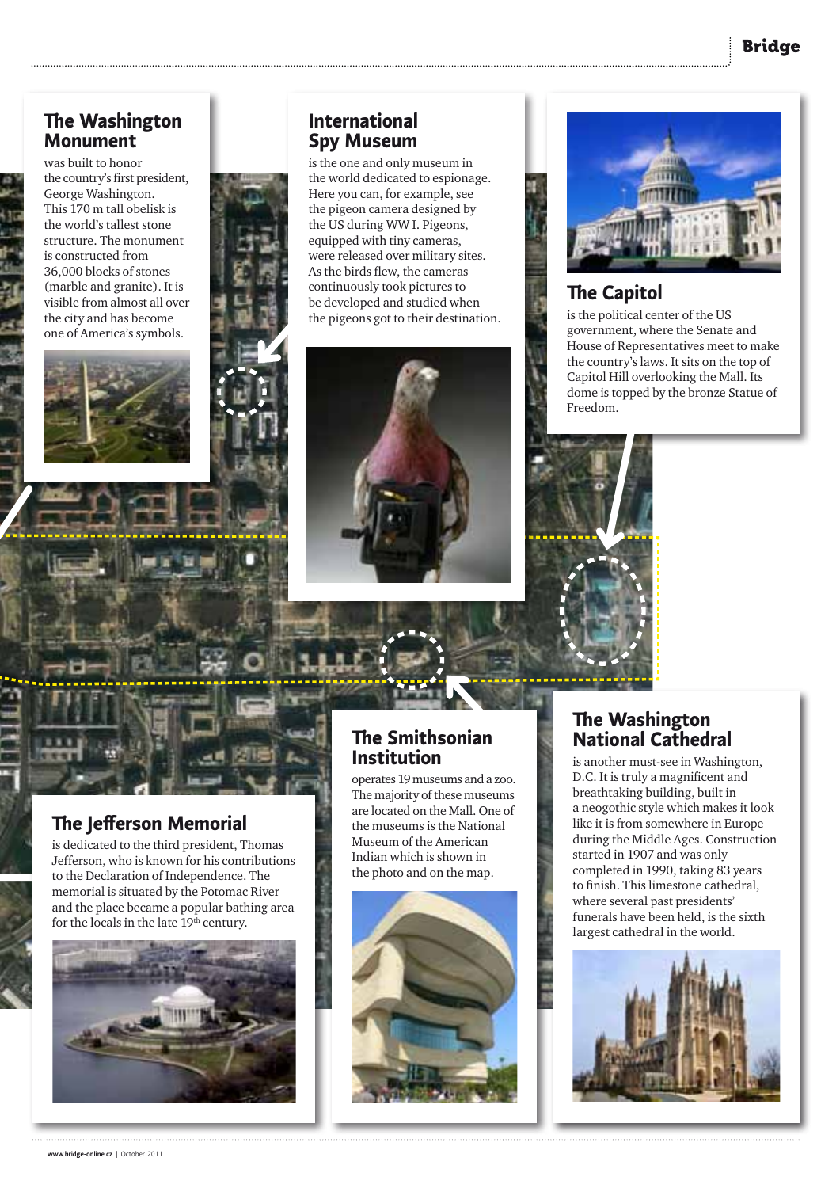## The Washington Monument

was built to honor the country's first president, George Washington. This 170 m tall obelisk is the world's tallest stone structure. The monument is constructed from 36,000 blocks of stones (marble and granite). It is visible from almost all over the city and has become one of America's symbols.

## International Spy Museum

is the one and only museum in the world dedicated to espionage. Here you can, for example, see the pigeon camera designed by the US during WW I. Pigeons, equipped with tiny cameras, were released over military sites. As the birds flew, the cameras continuously took pictures to be developed and studied when the pigeons got to their destination.

## The Capitol

is the political center of the US government, where the Senate and House of Representatives meet to make the country's laws. It sits on the top of Capitol Hill overlooking the Mall. Its dome is topped by the bronze Statue of Freedom.

## The Jefferson Memorial

is dedicated to the third president, Thomas Jefferson, who is known for his contributions to the Declaration of Independence. The memorial is situated by the Potomac River and the place became a popular bathing area for the locals in the late 19th century.

## The Smithsonian Institution

operates 19 museums and a zoo. The majority of these museums are located on the Mall. One of the museums is the National Museum of the American Indian which is shown in the photo and on the map.

## The Washington National Cathedral

is another must-see in Washington, D.C. It is truly a magnificent and breathtaking building, built in a neogothic style which makes it look like it is from somewhere in Europe during the Middle Ages. Construction started in 1907 and was only completed in 1990, taking 83 years to finish. This limestone cathedral, where several past presidents' funerals have been held, is the sixth largest cathedral in the world.